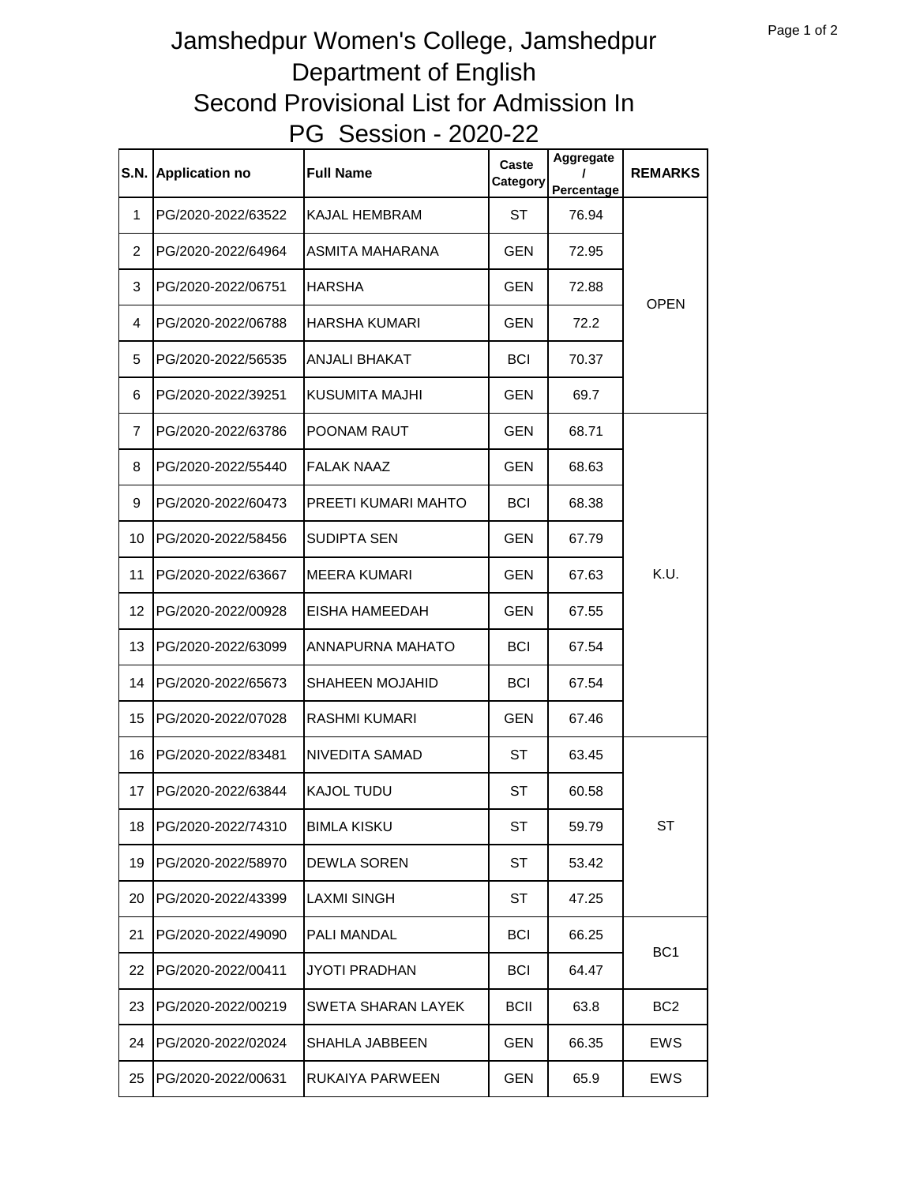# Jamshedpur Women's College, Jamshedpur
## Department of English
## Second Provisional List for Admission In
## PG Session - 2020-22

| S.N. | Application no | Full Name | Caste Category | Aggregate / Percentage | REMARKS |
|---|---|---|---|---|---|
| 1 | PG/2020-2022/63522 | KAJAL HEMBRAM | ST | 76.94 | OPEN |
| 2 | PG/2020-2022/64964 | ASMITA MAHARANA | GEN | 72.95 | |
| 3 | PG/2020-2022/06751 | HARSHA | GEN | 72.88 | |
| 4 | PG/2020-2022/06788 | HARSHA KUMARI | GEN | 72.2 | |
| 5 | PG/2020-2022/56535 | ANJALI BHAKAT | BCI | 70.37 | |
| 6 | PG/2020-2022/39251 | KUSUMITA MAJHI | GEN | 69.7 | |
| 7 | PG/2020-2022/63786 | POONAM RAUT | GEN | 68.71 | K.U. |
| 8 | PG/2020-2022/55440 | FALAK NAAZ | GEN | 68.63 | |
| 9 | PG/2020-2022/60473 | PREETI KUMARI MAHTO | BCI | 68.38 | |
| 10 | PG/2020-2022/58456 | SUDIPTA SEN | GEN | 67.79 | |
| 11 | PG/2020-2022/63667 | MEERA KUMARI | GEN | 67.63 | |
| 12 | PG/2020-2022/00928 | EISHA HAMEEDAH | GEN | 67.55 | |
| 13 | PG/2020-2022/63099 | ANNAPURNA MAHATO | BCI | 67.54 | |
| 14 | PG/2020-2022/65673 | SHAHEEN MOJAHID | BCI | 67.54 | |
| 15 | PG/2020-2022/07028 | RASHMI KUMARI | GEN | 67.46 | |
| 16 | PG/2020-2022/83481 | NIVEDITA SAMAD | ST | 63.45 | ST |
| 17 | PG/2020-2022/63844 | KAJOL TUDU | ST | 60.58 | |
| 18 | PG/2020-2022/74310 | BIMLA KISKU | ST | 59.79 | |
| 19 | PG/2020-2022/58970 | DEWLA SOREN | ST | 53.42 | |
| 20 | PG/2020-2022/43399 | LAXMI SINGH | ST | 47.25 | |
| 21 | PG/2020-2022/49090 | PALI MANDAL | BCI | 66.25 | BC1 |
| 22 | PG/2020-2022/00411 | JYOTI PRADHAN | BCI | 64.47 | |
| 23 | PG/2020-2022/00219 | SWETA SHARAN LAYEK | BCII | 63.8 | BC2 |
| 24 | PG/2020-2022/02024 | SHAHLA JABBEEN | GEN | 66.35 | EWS |
| 25 | PG/2020-2022/00631 | RUKAIYA PARWEEN | GEN | 65.9 | EWS |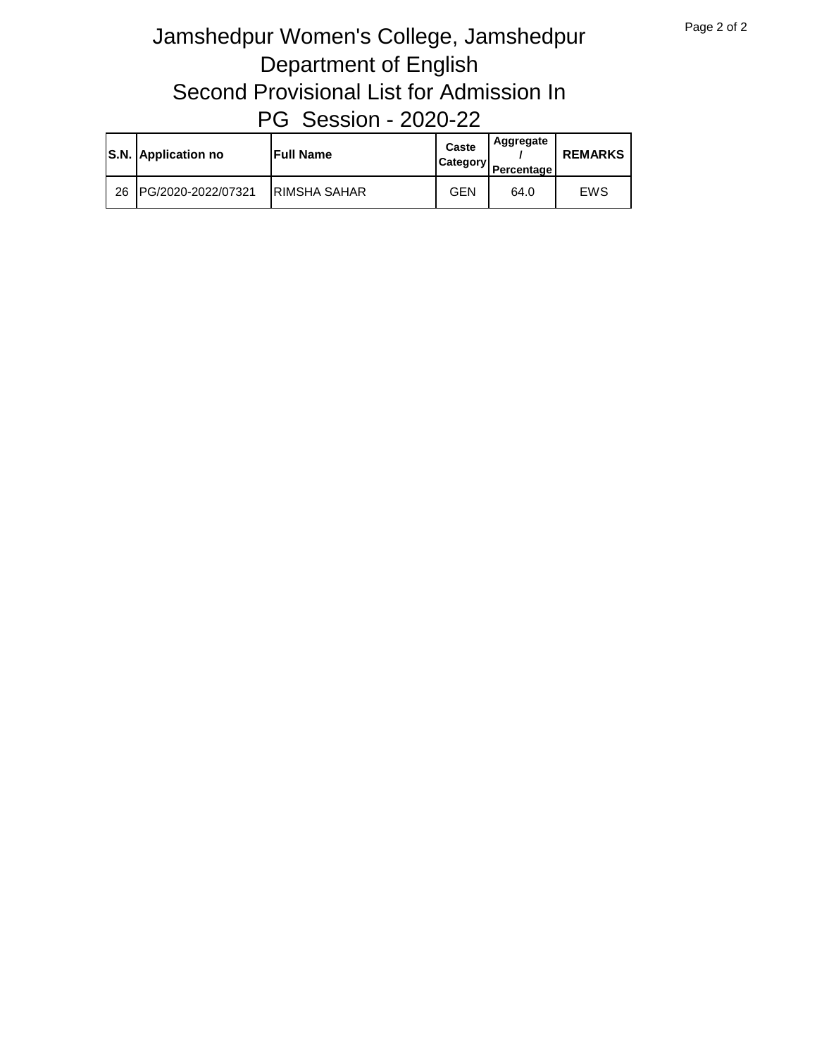# Jamshedpur Women's College, Jamshedpur

## Department of English

## Second Provisional List for Admission In PG Session - 2020-22

| S.N. | Application no | Full Name | Caste Category | Aggregate / Percentage | REMARKS |
|---|---|---|---|---|---|
| 26 | PG/2020-2022/07321 | RIMSHA SAHAR | GEN | 64.0 | EWS |